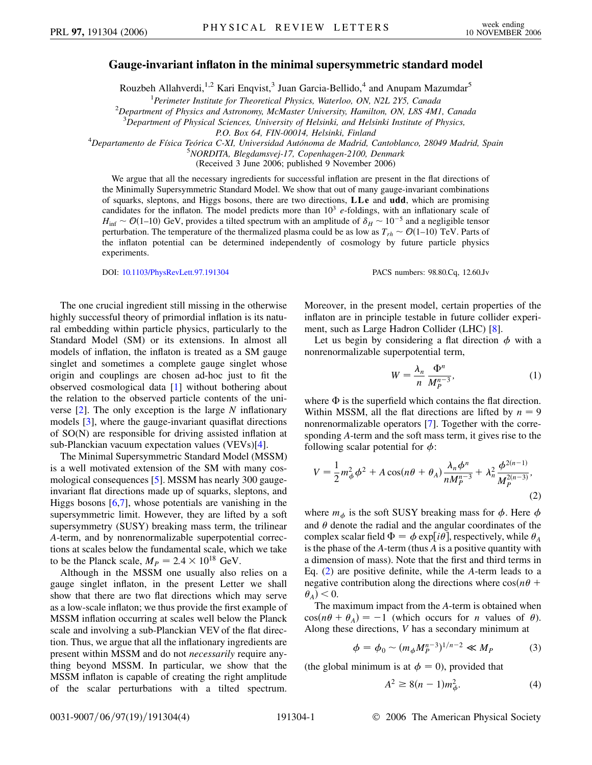# Gauge-invariant inflaton in the minimal supersymmetric standard model

Rouzbeh Allahverdi,[1,2] Kari Enqvist,[3] Juan Garcia-Bellido,[4] and Anupam Mazumdar[5]

[1]Perimeter Institute for Theoretical Physics, Waterloo, ON, N2L 2Y5, Canada
[2]Department of Physics and Astronomy, McMaster University, Hamilton, ON, L8S 4M1, Canada
[3]Department of Physical Sciences, University of Helsinki, and Helsinki Institute of Physics, P.O. Box 64, FIN-00014, Helsinki, Finland
[4]Departamento de Física Teórica C-XI, Universidad Autónoma de Madrid, Cantoblanco, 28049 Madrid, Spain
[5]NORDITA, Blegdamsvej-17, Copenhagen-2100, Denmark

(Received 3 June 2006; published 9 November 2006)

We argue that all the necessary ingredients for successful inflation are present in the flat directions of the Minimally Supersymmetric Standard Model. We show that out of many gauge-invariant combinations of squarks, sleptons, and Higgs bosons, there are two directions, **LLe** and **udd**, which are promising candidates for the inflaton. The model predicts more than $10^3$ $e$-foldings, with an inflationary scale of $H_{\rm inf} \sim \mathcal{O}(1\text{–}10)$ GeV, provides a tilted spectrum with an amplitude of $\delta_H \sim 10^{-5}$ and a negligible tensor perturbation. The temperature of the thermalized plasma could be as low as $T_{rh} \sim \mathcal{O}(1\text{–}10)$ TeV. Parts of the inflaton potential can be determined independently of cosmology by future particle physics experiments.

DOI: 10.1103/PhysRevLett.97.191304 PACS numbers: 98.80.Cq, 12.60.Jv

The one crucial ingredient still missing in the otherwise highly successful theory of primordial inflation is its natural embedding within particle physics, particularly to the Standard Model (SM) or its extensions. In almost all models of inflation, the inflaton is treated as a SM gauge singlet and sometimes a complete gauge singlet whose origin and couplings are chosen ad-hoc just to fit the observed cosmological data [1] without bothering about the relation to the observed particle contents of the universe [2]. The only exception is the large $N$ inflationary models [3], where the gauge-invariant quasiflat directions of SO(N) are responsible for driving assisted inflation at sub-Planckian vacuum expectation values (VEVs)[4].

The Minimal Supersymmetric Standard Model (MSSM) is a well motivated extension of the SM with many cosmological consequences [5]. MSSM has nearly 300 gauge-invariant flat directions made up of squarks, sleptons, and Higgs bosons [6,7], whose potentials are vanishing in the supersymmetric limit. However, they are lifted by a soft supersymmetry (SUSY) breaking mass term, the trilinear $A$-term, and by nonrenormalizable superpotential corrections at scales below the fundamental scale, which we take to be the Planck scale, $M_P = 2.4 \times 10^{18}$ GeV.

Although in the MSSM one usually also relies on a gauge singlet inflaton, in the present Letter we shall show that there are two flat directions which may serve as a low-scale inflaton; we thus provide the first example of MSSM inflation occurring at scales well below the Planck scale and involving a sub-Planckian VEV of the flat direction. Thus, we argue that all the inflationary ingredients are present within MSSM and do not *necessarily* require anything beyond MSSM. In particular, we show that the MSSM inflaton is capable of creating the right amplitude of the scalar perturbations with a tilted spectrum. Moreover, in the present model, certain properties of the inflaton are in principle testable in future collider experiment, such as Large Hadron Collider (LHC) [8].

Let us begin by considering a flat direction $\phi$ with a nonrenormalizable superpotential term,

$$W = \frac{\lambda_n}{n}\frac{\Phi^n}{M_P^{n-3}}, \tag{1}$$

where $\Phi$ is the superfield which contains the flat direction. Within MSSM, all the flat directions are lifted by $n = 9$ nonrenormalizable operators [7]. Together with the corresponding $A$-term and the soft mass term, it gives rise to the following scalar potential for $\phi$:

$$V = \frac{1}{2}m_\phi^2\phi^2 + A\cos(n\theta + \theta_A)\frac{\lambda_n\phi^n}{nM_P^{n-3}} + \lambda_n^2\frac{\phi^{2(n-1)}}{M_P^{2(n-3)}}, \tag{2}$$

where $m_\phi$ is the soft SUSY breaking mass for $\phi$. Here $\phi$ and $\theta$ denote the radial and the angular coordinates of the complex scalar field $\Phi = \phi\exp[i\theta]$, respectively, while $\theta_A$ is the phase of the $A$-term (thus $A$ is a positive quantity with a dimension of mass). Note that the first and third terms in Eq. (2) are positive definite, while the $A$-term leads to a negative contribution along the directions where $\cos(n\theta + \theta_A) < 0$.

The maximum impact from the $A$-term is obtained when $\cos(n\theta + \theta_A) = -1$ (which occurs for $n$ values of $\theta$). Along these directions, $V$ has a secondary minimum at

$$\phi = \phi_0 \sim (m_\phi M_P^{n-3})^{1/n-2} \ll M_P \tag{3}$$

(the global minimum is at $\phi = 0$), provided that

$$A^2 \geq 8(n-1)m_\phi^2. \tag{4}$$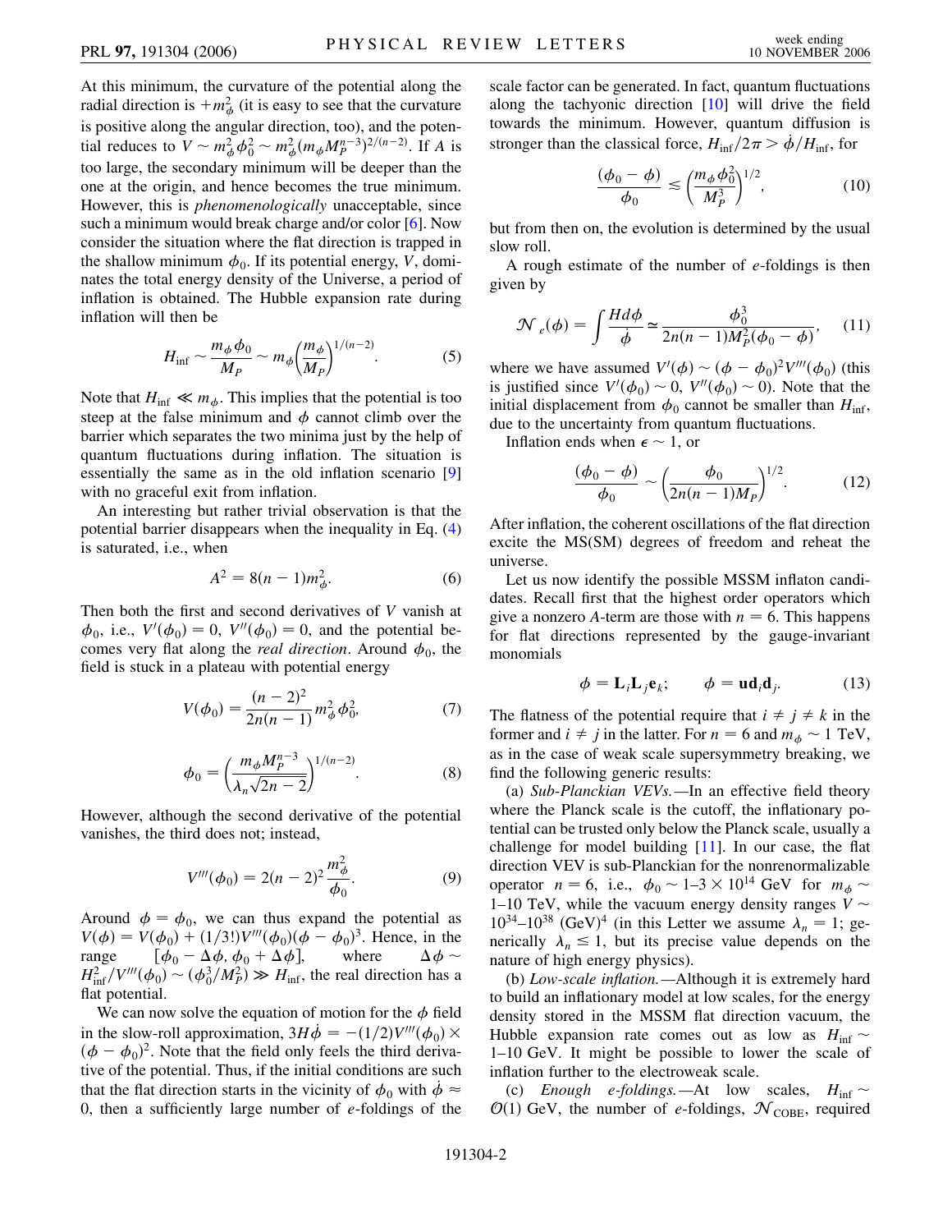At this minimum, the curvature of the potential along the radial direction is $+m_\phi^2$ (it is easy to see that the curvature is positive along the angular direction, too), and the potential reduces to $V \sim m_\phi^2 \phi_0^2 \sim m_\phi^2 (m_\phi M_P^{n-3})^{2/(n-2)}$. If $A$ is too large, the secondary minimum will be deeper than the one at the origin, and hence becomes the true minimum. However, this is *phenomenologically* unacceptable, since such a minimum would break charge and/or color [6]. Now consider the situation where the flat direction is trapped in the shallow minimum $\phi_0$. If its potential energy, $V$, dominates the total energy density of the Universe, a period of inflation is obtained. The Hubble expansion rate during inflation will then be

$$H_{\rm inf} \sim \frac{m_\phi \phi_0}{M_P} \sim m_\phi \left(\frac{m_\phi}{M_P}\right)^{1/(n-2)}. \tag{5}$$

Note that $H_{\rm inf} \ll m_\phi$. This implies that the potential is too steep at the false minimum and $\phi$ cannot climb over the barrier which separates the two minima just by the help of quantum fluctuations during inflation. The situation is essentially the same as in the old inflation scenario [9] with no graceful exit from inflation.

An interesting but rather trivial observation is that the potential barrier disappears when the inequality in Eq. (4) is saturated, i.e., when

$$A^2 = 8(n-1)m_\phi^2. \tag{6}$$

Then both the first and second derivatives of $V$ vanish at $\phi_0$, i.e., $V'(\phi_0) = 0$, $V''(\phi_0) = 0$, and the potential becomes very flat along the *real direction*. Around $\phi_0$, the field is stuck in a plateau with potential energy

$$V(\phi_0) = \frac{(n-2)^2}{2n(n-1)} m_\phi^2 \phi_0^2, \tag{7}$$

$$\phi_0 = \left(\frac{m_\phi M_P^{n-3}}{\lambda_n \sqrt{2n-2}}\right)^{1/(n-2)}. \tag{8}$$

However, although the second derivative of the potential vanishes, the third does not; instead,

$$V'''(\phi_0) = 2(n-2)^2 \frac{m_\phi^2}{\phi_0}. \tag{9}$$

Around $\phi = \phi_0$, we can thus expand the potential as $V(\phi) = V(\phi_0) + (1/3!)V'''(\phi_0)(\phi - \phi_0)^3$. Hence, in the range $[\phi_0 - \Delta\phi, \phi_0 + \Delta\phi]$, where $\Delta\phi \sim H_{\rm inf}^2/V'''(\phi_0) \sim (\phi_0^3/M_P^2) \gg H_{\rm inf}$, the real direction has a flat potential.

We can now solve the equation of motion for the $\phi$ field in the slow-roll approximation, $3H\dot{\phi} = -(1/2)V'''(\phi_0) \times (\phi - \phi_0)^2$. Note that the field only feels the third derivative of the potential. Thus, if the initial conditions are such that the flat direction starts in the vicinity of $\phi_0$ with $\dot{\phi} \approx 0$, then a sufficiently large number of $e$-foldings of the scale factor can be generated. In fact, quantum fluctuations along the tachyonic direction [10] will drive the field towards the minimum. However, quantum diffusion is stronger than the classical force, $H_{\rm inf}/2\pi > \dot{\phi}/H_{\rm inf}$, for

$$\frac{(\phi_0 - \phi)}{\phi_0} \lesssim \left(\frac{m_\phi \phi_0^2}{M_P^3}\right)^{1/2}, \tag{10}$$

but from then on, the evolution is determined by the usual slow roll.

A rough estimate of the number of $e$-foldings is then given by

$$\mathcal{N}_e(\phi) = \int \frac{H d\phi}{\dot{\phi}} \simeq \frac{\phi_0^3}{2n(n-1)M_P^2(\phi_0 - \phi)}, \tag{11}$$

where we have assumed $V'(\phi) \sim (\phi - \phi_0)^2 V'''(\phi_0)$ (this is justified since $V'(\phi_0) \sim 0$, $V''(\phi_0) \sim 0$). Note that the initial displacement from $\phi_0$ cannot be smaller than $H_{\rm inf}$, due to the uncertainty from quantum fluctuations.

Inflation ends when $\epsilon \sim 1$, or

$$\frac{(\phi_0 - \phi)}{\phi_0} \sim \left(\frac{\phi_0}{2n(n-1)M_P}\right)^{1/2}. \tag{12}$$

After inflation, the coherent oscillations of the flat direction excite the MS(SM) degrees of freedom and reheat the universe.

Let us now identify the possible MSSM inflaton candidates. Recall first that the highest order operators which give a nonzero $A$-term are those with $n = 6$. This happens for flat directions represented by the gauge-invariant monomials

$$\phi = \mathbf{L}_i \mathbf{L}_j \mathbf{e}_k; \qquad \phi = \mathbf{u}\mathbf{d}_i \mathbf{d}_j. \tag{13}$$

The flatness of the potential require that $i \neq j \neq k$ in the former and $i \neq j$ in the latter. For $n = 6$ and $m_\phi \sim 1$ TeV, as in the case of weak scale supersymmetry breaking, we find the following generic results:

(a) *Sub-Planckian VEVs.*—In an effective field theory where the Planck scale is the cutoff, the inflationary potential can be trusted only below the Planck scale, usually a challenge for model building [11]. In our case, the flat direction VEV is sub-Planckian for the nonrenormalizable operator $n = 6$, i.e., $\phi_0 \sim 1$–$3 \times 10^{14}$ GeV for $m_\phi \sim 1$–$10$ TeV, while the vacuum energy density ranges $V \sim 10^{34}$–$10^{38}$ (GeV)$^4$ (in this Letter we assume $\lambda_n = 1$; generically $\lambda_n \leq 1$, but its precise value depends on the nature of high energy physics).

(b) *Low-scale inflation.*—Although it is extremely hard to build an inflationary model at low scales, for the energy density stored in the MSSM flat direction vacuum, the Hubble expansion rate comes out as low as $H_{\rm inf} \sim 1$–$10$ GeV. It might be possible to lower the scale of inflation further to the electroweak scale.

(c) *Enough e-foldings.*—At low scales, $H_{\rm inf} \sim \mathcal{O}(1)$ GeV, the number of $e$-foldings, $\mathcal{N}_{\rm COBE}$, required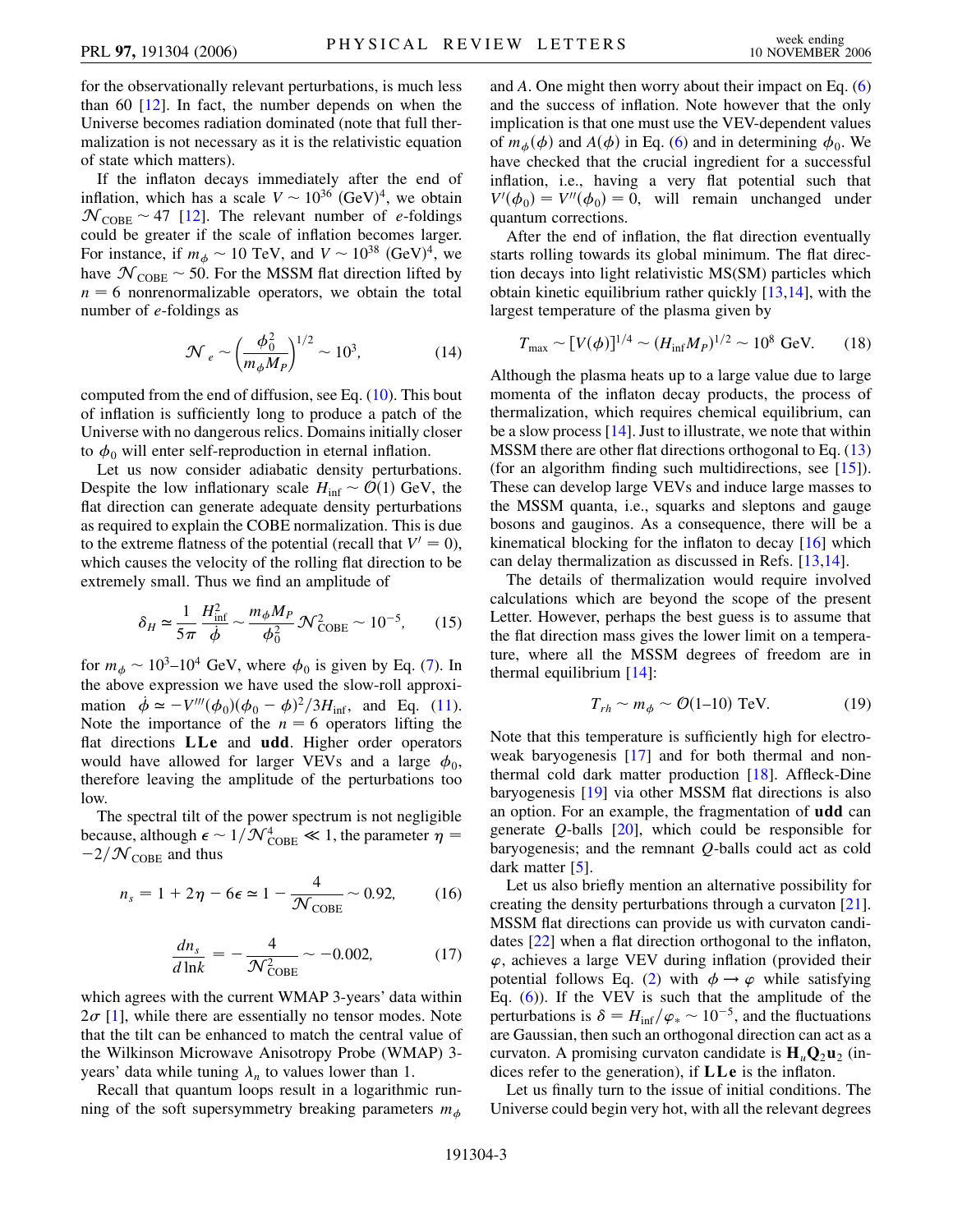for the observationally relevant perturbations, is much less than 60 [12]. In fact, the number depends on when the Universe becomes radiation dominated (note that full thermalization is not necessary as it is the relativistic equation of state which matters).

If the inflaton decays immediately after the end of inflation, which has a scale $V \sim 10^{36}$ (GeV)$^4$, we obtain $\mathcal{N}_{\rm COBE} \sim 47$ [12]. The relevant number of $e$-foldings could be greater if the scale of inflation becomes larger. For instance, if $m_\phi \sim 10$ TeV, and $V \sim 10^{38}$ (GeV)$^4$, we have $\mathcal{N}_{\rm COBE} \sim 50$. For the MSSM flat direction lifted by $n = 6$ nonrenormalizable operators, we obtain the total number of $e$-foldings as

$$\mathcal{N}_e \sim \left(\frac{\phi_0^2}{m_\phi M_P}\right)^{1/2} \sim 10^3, \tag{14}$$

computed from the end of diffusion, see Eq. (10). This bout of inflation is sufficiently long to produce a patch of the Universe with no dangerous relics. Domains initially closer to $\phi_0$ will enter self-reproduction in eternal inflation.

Let us now consider adiabatic density perturbations. Despite the low inflationary scale $H_{\rm inf} \sim \mathcal{O}(1)$ GeV, the flat direction can generate adequate density perturbations as required to explain the COBE normalization. This is due to the extreme flatness of the potential (recall that $V' = 0$), which causes the velocity of the rolling flat direction to be extremely small. Thus we find an amplitude of

$$\delta_H \simeq \frac{1}{5\pi}\frac{H_{\rm inf}^2}{\dot{\phi}} \sim \frac{m_\phi M_P}{\phi_0^2}\mathcal{N}_{\rm COBE}^2 \sim 10^{-5}, \tag{15}$$

for $m_\phi \sim 10^3$–$10^4$ GeV, where $\phi_0$ is given by Eq. (7). In the above expression we have used the slow-roll approximation $\dot{\phi} \simeq -V'''(\phi_0)(\phi_0 - \phi)^2/3H_{\rm inf}$, and Eq. (11). Note the importance of the $n = 6$ operators lifting the flat directions **LLe** and **udd**. Higher order operators would have allowed for larger VEVs and a large $\phi_0$, therefore leaving the amplitude of the perturbations too low.

The spectral tilt of the power spectrum is not negligible because, although $\epsilon \sim 1/\mathcal{N}_{\rm COBE}^4 \ll 1$, the parameter $\eta = -2/\mathcal{N}_{\rm COBE}$ and thus

$$n_s = 1 + 2\eta - 6\epsilon \simeq 1 - \frac{4}{\mathcal{N}_{\rm COBE}} \sim 0.92, \tag{16}$$

$$\frac{dn_s}{d\ln k} = -\frac{4}{\mathcal{N}_{\rm COBE}^2} \sim -0.002, \tag{17}$$

which agrees with the current WMAP 3-years' data within $2\sigma$ [1], while there are essentially no tensor modes. Note that the tilt can be enhanced to match the central value of the Wilkinson Microwave Anisotropy Probe (WMAP) 3-years' data while tuning $\lambda_n$ to values lower than 1.

Recall that quantum loops result in a logarithmic running of the soft supersymmetry breaking parameters $m_\phi$ and $A$. One might then worry about their impact on Eq. (6) and the success of inflation. Note however that the only implication is that one must use the VEV-dependent values of $m_\phi(\phi)$ and $A(\phi)$ in Eq. (6) and in determining $\phi_0$. We have checked that the crucial ingredient for a successful inflation, i.e., having a very flat potential such that $V'(\phi_0) = V''(\phi_0) = 0$, will remain unchanged under quantum corrections.

After the end of inflation, the flat direction eventually starts rolling towards its global minimum. The flat direction decays into light relativistic MS(SM) particles which obtain kinetic equilibrium rather quickly [13,14], with the largest temperature of the plasma given by

$$T_{\rm max} \sim [V(\phi)]^{1/4} \sim (H_{\rm inf} M_P)^{1/2} \sim 10^8 \text{ GeV}. \tag{18}$$

Although the plasma heats up to a large value due to large momenta of the inflaton decay products, the process of thermalization, which requires chemical equilibrium, can be a slow process [14]. Just to illustrate, we note that within MSSM there are other flat directions orthogonal to Eq. (13) (for an algorithm finding such multidirections, see [15]). These can develop large VEVs and induce large masses to the MSSM quanta, i.e., squarks and sleptons and gauge bosons and gauginos. As a consequence, there will be a kinematical blocking for the inflaton to decay [16] which can delay thermalization as discussed in Refs. [13,14].

The details of thermalization would require involved calculations which are beyond the scope of the present Letter. However, perhaps the best guess is to assume that the flat direction mass gives the lower limit on a temperature, where all the MSSM degrees of freedom are in thermal equilibrium [14]:

$$T_{rh} \sim m_\phi \sim \mathcal{O}(1\text{–}10) \text{ TeV}. \tag{19}$$

Note that this temperature is sufficiently high for electroweak baryogenesis [17] and for both thermal and nonthermal cold dark matter production [18]. Affleck-Dine baryogenesis [19] via other MSSM flat directions is also an option. For an example, the fragmentation of **udd** can generate $Q$-balls [20], which could be responsible for baryogenesis; and the remnant $Q$-balls could act as cold dark matter [5].

Let us also briefly mention an alternative possibility for creating the density perturbations through a curvaton [21]. MSSM flat directions can provide us with curvaton candidates [22] when a flat direction orthogonal to the inflaton, $\varphi$, achieves a large VEV during inflation (provided their potential follows Eq. (2) with $\phi \to \varphi$ while satisfying Eq. (6)). If the VEV is such that the amplitude of the perturbations is $\delta = H_{\rm inf}/\varphi_* \sim 10^{-5}$, and the fluctuations are Gaussian, then such an orthogonal direction can act as a curvaton. A promising curvaton candidate is $\mathbf{H}_u\mathbf{Q}_2\mathbf{u}_2$ (indices refer to the generation), if **LLe** is the inflaton.

Let us finally turn to the issue of initial conditions. The Universe could begin very hot, with all the relevant degrees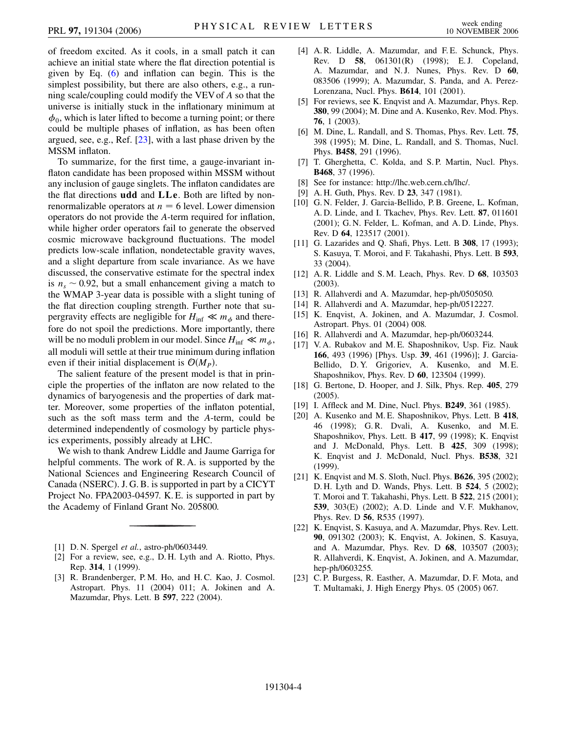of freedom excited. As it cools, in a small patch it can achieve an initial state where the flat direction potential is given by Eq. (6) and inflation can begin. This is the simplest possibility, but there are also others, e.g., a running scale/coupling could modify the VEV of $A$ so that the universe is initially stuck in the inflationary minimum at $\phi_0$, which is later lifted to become a turning point; or there could be multiple phases of inflation, as has been often argued, see, e.g., Ref. [23], with a last phase driven by the MSSM inflaton.

To summarize, for the first time, a gauge-invariant inflaton candidate has been proposed within MSSM without any inclusion of gauge singlets. The inflaton candidates are the flat directions **udd** and **LLe**. Both are lifted by nonrenormalizable operators at $n = 6$ level. Lower dimension operators do not provide the $A$-term required for inflation, while higher order operators fail to generate the observed cosmic microwave background fluctuations. The model predicts low-scale inflation, nondetectable gravity waves, and a slight departure from scale invariance. As we have discussed, the conservative estimate for the spectral index is $n_s \sim 0.92$, but a small enhancement giving a match to the WMAP 3-year data is possible with a slight tuning of the flat direction coupling strength. Further note that supergravity effects are negligible for $H_{\rm inf} \ll m_\phi$ and therefore do not spoil the predictions. More importantly, there will be no moduli problem in our model. Since $H_{\rm inf} \ll m_\phi$, all moduli will settle at their true minimum during inflation even if their initial displacement is $\mathcal{O}(M_P)$.

The salient feature of the present model is that in principle the properties of the inflaton are now related to the dynamics of baryogenesis and the properties of dark matter. Moreover, some properties of the inflaton potential, such as the soft mass term and the $A$-term, could be determined independently of cosmology by particle physics experiments, possibly already at LHC.

We wish to thank Andrew Liddle and Jaume Garriga for helpful comments. The work of R. A. is supported by the National Sciences and Engineering Research Council of Canada (NSERC). J. G. B. is supported in part by a CICYT Project No. FPA2003-04597. K. E. is supported in part by the Academy of Finland Grant No. 205800.

---

[1] D. N. Spergel *et al.*, astro-ph/0603449.

[2] For a review, see, e.g., D. H. Lyth and A. Riotto, Phys. Rep. **314**, 1 (1999).

[3] R. Brandenberger, P. M. Ho, and H. C. Kao, J. Cosmol. Astropart. Phys. 11 (2004) 011; A. Jokinen and A. Mazumdar, Phys. Lett. B **597**, 222 (2004).

[4] A. R. Liddle, A. Mazumdar, and F. E. Schunck, Phys. Rev. D **58**, 061301(R) (1998); E. J. Copeland, A. Mazumdar, and N. J. Nunes, Phys. Rev. D **60**, 083506 (1999); A. Mazumdar, S. Panda, and A. Perez-Lorenzana, Nucl. Phys. **B614**, 101 (2001).

[5] For reviews, see K. Enqvist and A. Mazumdar, Phys. Rep. **380**, 99 (2004); M. Dine and A. Kusenko, Rev. Mod. Phys. **76**, 1 (2003).

[6] M. Dine, L. Randall, and S. Thomas, Phys. Rev. Lett. **75**, 398 (1995); M. Dine, L. Randall, and S. Thomas, Nucl. Phys. **B458**, 291 (1996).

[7] T. Gherghetta, C. Kolda, and S. P. Martin, Nucl. Phys. **B468**, 37 (1996).

[8] See for instance: http://lhc.web.cern.ch/lhc/.

[9] A. H. Guth, Phys. Rev. D **23**, 347 (1981).

[10] G. N. Felder, J. Garcia-Bellido, P. B. Greene, L. Kofman, A. D. Linde, and I. Tkachev, Phys. Rev. Lett. **87**, 011601 (2001); G. N. Felder, L. Kofman, and A. D. Linde, Phys. Rev. D **64**, 123517 (2001).

[11] G. Lazarides and Q. Shafi, Phys. Lett. B **308**, 17 (1993); S. Kasuya, T. Moroi, and F. Takahashi, Phys. Lett. B **593**, 33 (2004).

[12] A. R. Liddle and S. M. Leach, Phys. Rev. D **68**, 103503 (2003).

[13] R. Allahverdi and A. Mazumdar, hep-ph/0505050.

[14] R. Allahverdi and A. Mazumdar, hep-ph/0512227.

[15] K. Enqvist, A. Jokinen, and A. Mazumdar, J. Cosmol. Astropart. Phys. 01 (2004) 008.

[16] R. Allahverdi and A. Mazumdar, hep-ph/0603244.

[17] V. A. Rubakov and M. E. Shaposhnikov, Usp. Fiz. Nauk **166**, 493 (1996) [Phys. Usp. **39**, 461 (1996)]; J. Garcia-Bellido, D. Y. Grigoriev, A. Kusenko, and M. E. Shaposhnikov, Phys. Rev. D **60**, 123504 (1999).

[18] G. Bertone, D. Hooper, and J. Silk, Phys. Rep. **405**, 279 (2005).

[19] I. Affleck and M. Dine, Nucl. Phys. **B249**, 361 (1985).

[20] A. Kusenko and M. E. Shaposhnikov, Phys. Lett. B **418**, 46 (1998); G. R. Dvali, A. Kusenko, and M. E. Shaposhnikov, Phys. Lett. B **417**, 99 (1998); K. Enqvist and J. McDonald, Phys. Lett. B **425**, 309 (1998); K. Enqvist and J. McDonald, Nucl. Phys. **B538**, 321 (1999).

[21] K. Enqvist and M. S. Sloth, Nucl. Phys. **B626**, 395 (2002); D. H. Lyth and D. Wands, Phys. Lett. B **524**, 5 (2002); T. Moroi and T. Takahashi, Phys. Lett. B **522**, 215 (2001); **539**, 303(E) (2002); A. D. Linde and V. F. Mukhanov, Phys. Rev. D **56**, R535 (1997).

[22] K. Enqvist, S. Kasuya, and A. Mazumdar, Phys. Rev. Lett. **90**, 091302 (2003); K. Enqvist, A. Jokinen, S. Kasuya, and A. Mazumdar, Phys. Rev. D **68**, 103507 (2003); R. Allahverdi, K. Enqvist, A. Jokinen, and A. Mazumdar, hep-ph/0603255.

[23] C. P. Burgess, R. Easther, A. Mazumdar, D. F. Mota, and T. Multamaki, J. High Energy Phys. 05 (2005) 067.